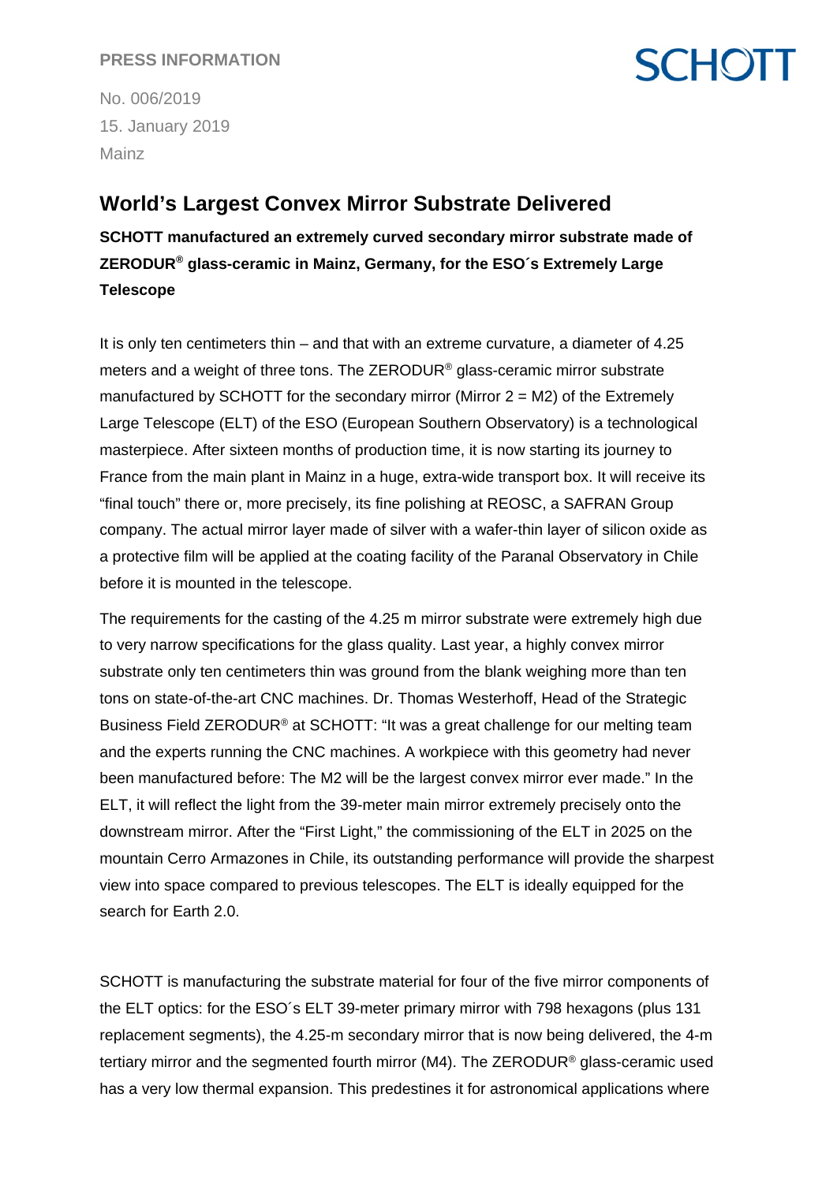**PRESS INFORMATION**

No. 006/2019
15. January 2019
Mainz

# World's Largest Convex Mirror Substrate Delivered

**SCHOTT manufactured an extremely curved secondary mirror substrate made of ZERODUR® glass-ceramic in Mainz, Germany, for the ESO´s Extremely Large Telescope**

It is only ten centimeters thin – and that with an extreme curvature, a diameter of 4.25 meters and a weight of three tons. The ZERODUR® glass-ceramic mirror substrate manufactured by SCHOTT for the secondary mirror (Mirror 2 = M2) of the Extremely Large Telescope (ELT) of the ESO (European Southern Observatory) is a technological masterpiece. After sixteen months of production time, it is now starting its journey to France from the main plant in Mainz in a huge, extra-wide transport box. It will receive its "final touch" there or, more precisely, its fine polishing at REOSC, a SAFRAN Group company. The actual mirror layer made of silver with a wafer-thin layer of silicon oxide as a protective film will be applied at the coating facility of the Paranal Observatory in Chile before it is mounted in the telescope.

The requirements for the casting of the 4.25 m mirror substrate were extremely high due to very narrow specifications for the glass quality. Last year, a highly convex mirror substrate only ten centimeters thin was ground from the blank weighing more than ten tons on state-of-the-art CNC machines. Dr. Thomas Westerhoff, Head of the Strategic Business Field ZERODUR® at SCHOTT: "It was a great challenge for our melting team and the experts running the CNC machines. A workpiece with this geometry had never been manufactured before: The M2 will be the largest convex mirror ever made." In the ELT, it will reflect the light from the 39-meter main mirror extremely precisely onto the downstream mirror. After the "First Light," the commissioning of the ELT in 2025 on the mountain Cerro Armazones in Chile, its outstanding performance will provide the sharpest view into space compared to previous telescopes. The ELT is ideally equipped for the search for Earth 2.0.

SCHOTT is manufacturing the substrate material for four of the five mirror components of the ELT optics: for the ESO´s ELT 39-meter primary mirror with 798 hexagons (plus 131 replacement segments), the 4.25-m secondary mirror that is now being delivered, the 4-m tertiary mirror and the segmented fourth mirror (M4). The ZERODUR® glass-ceramic used has a very low thermal expansion. This predestines it for astronomical applications where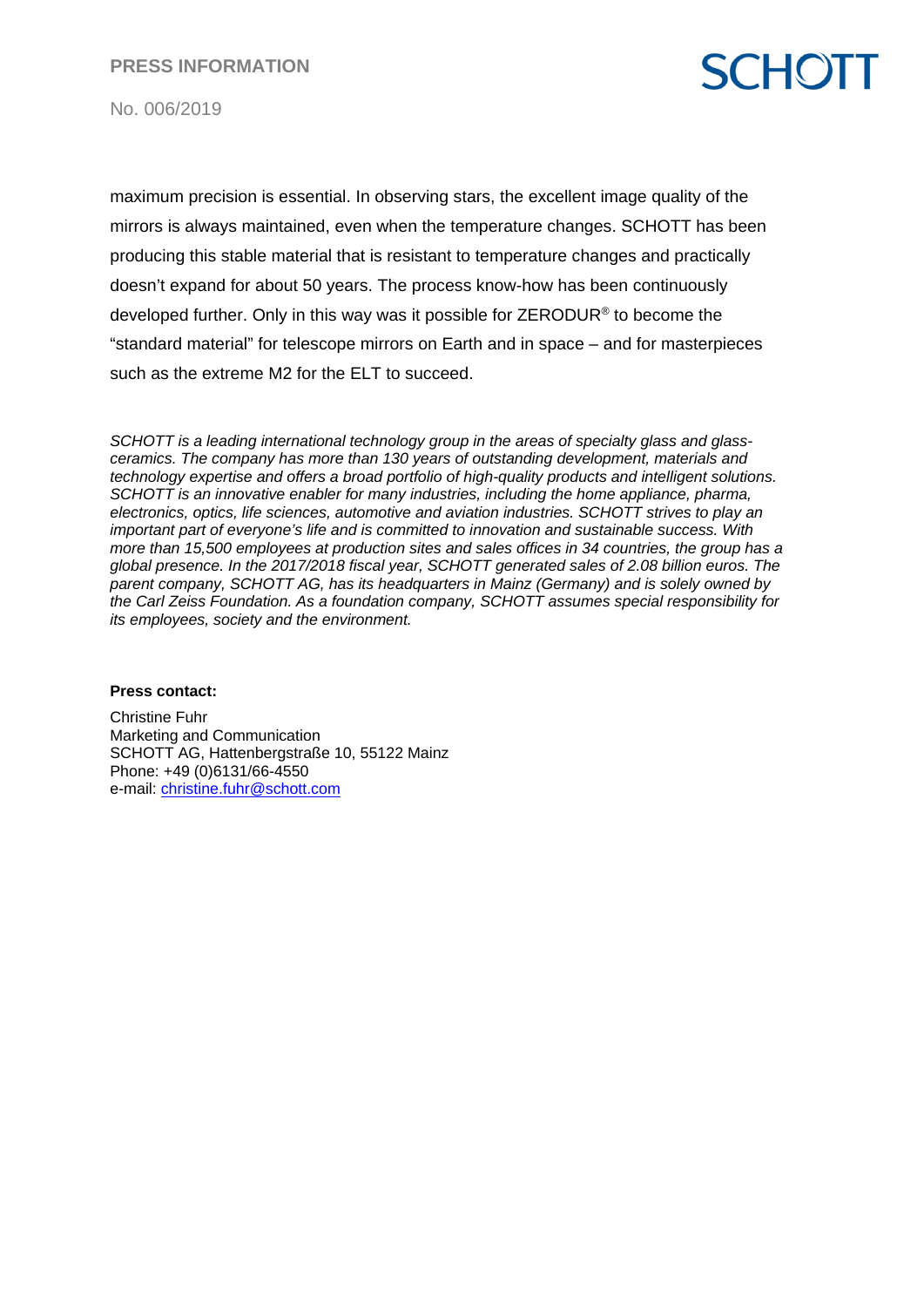maximum precision is essential. In observing stars, the excellent image quality of the mirrors is always maintained, even when the temperature changes. SCHOTT has been producing this stable material that is resistant to temperature changes and practically doesn't expand for about 50 years. The process know-how has been continuously developed further. Only in this way was it possible for ZERODUR® to become the "standard material" for telescope mirrors on Earth and in space – and for masterpieces such as the extreme M2 for the ELT to succeed.

*SCHOTT is a leading international technology group in the areas of specialty glass and glass-ceramics. The company has more than 130 years of outstanding development, materials and technology expertise and offers a broad portfolio of high-quality products and intelligent solutions. SCHOTT is an innovative enabler for many industries, including the home appliance, pharma, electronics, optics, life sciences, automotive and aviation industries. SCHOTT strives to play an important part of everyone's life and is committed to innovation and sustainable success. With more than 15,500 employees at production sites and sales offices in 34 countries, the group has a global presence. In the 2017/2018 fiscal year, SCHOTT generated sales of 2.08 billion euros. The parent company, SCHOTT AG, has its headquarters in Mainz (Germany) and is solely owned by the Carl Zeiss Foundation. As a foundation company, SCHOTT assumes special responsibility for its employees, society and the environment.*

**Press contact:**

Christine Fuhr
Marketing and Communication
SCHOTT AG, Hattenbergstraße 10, 55122 Mainz
Phone: +49 (0)6131/66-4550
e-mail: christine.fuhr@schott.com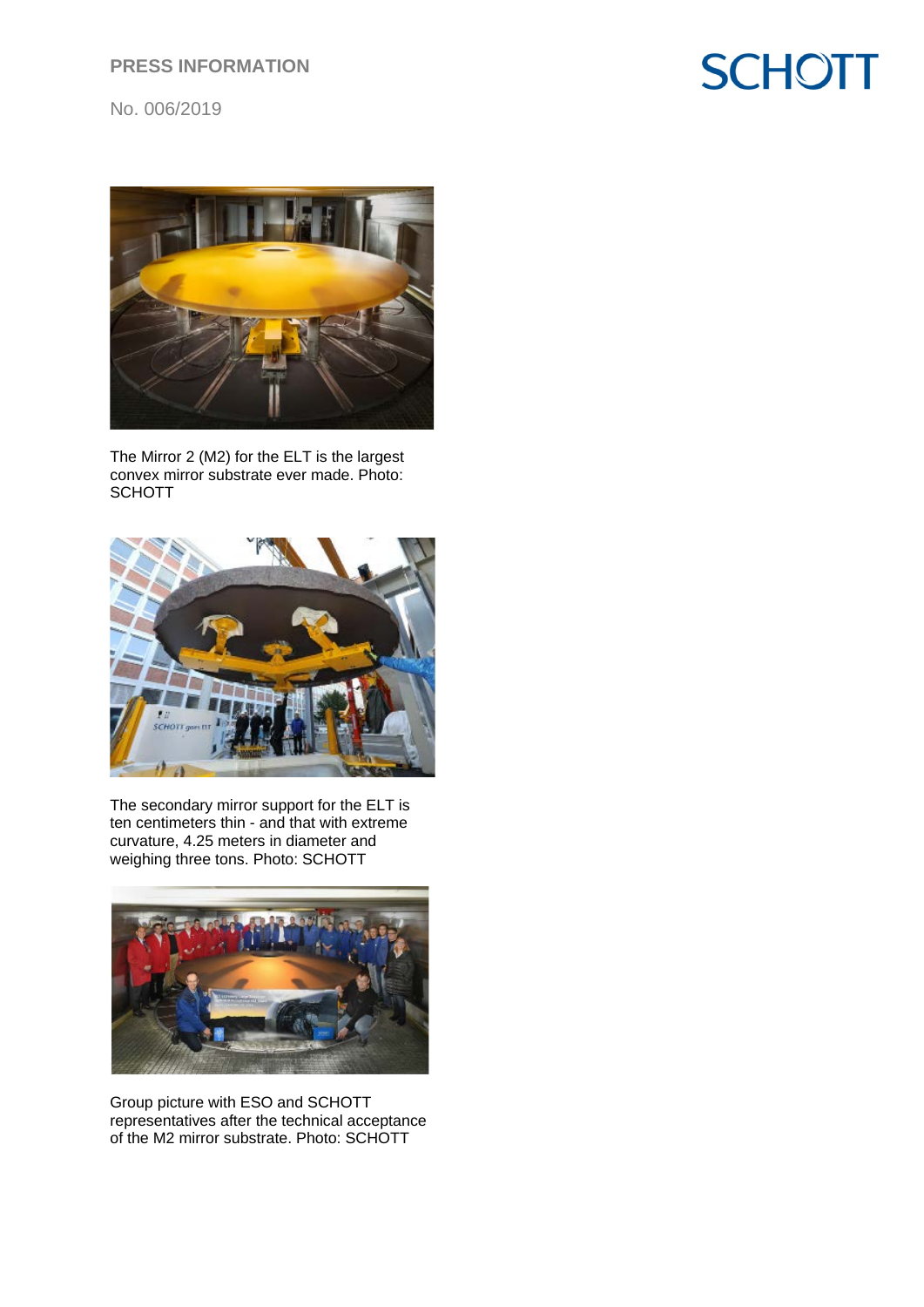The Mirror 2 (M2) for the ELT is the largest convex mirror substrate ever made. Photo: SCHOTT

The secondary mirror support for the ELT is ten centimeters thin - and that with extreme curvature, 4.25 meters in diameter and weighing three tons. Photo: SCHOTT

Group picture with ESO and SCHOTT representatives after the technical acceptance of the M2 mirror substrate. Photo: SCHOTT